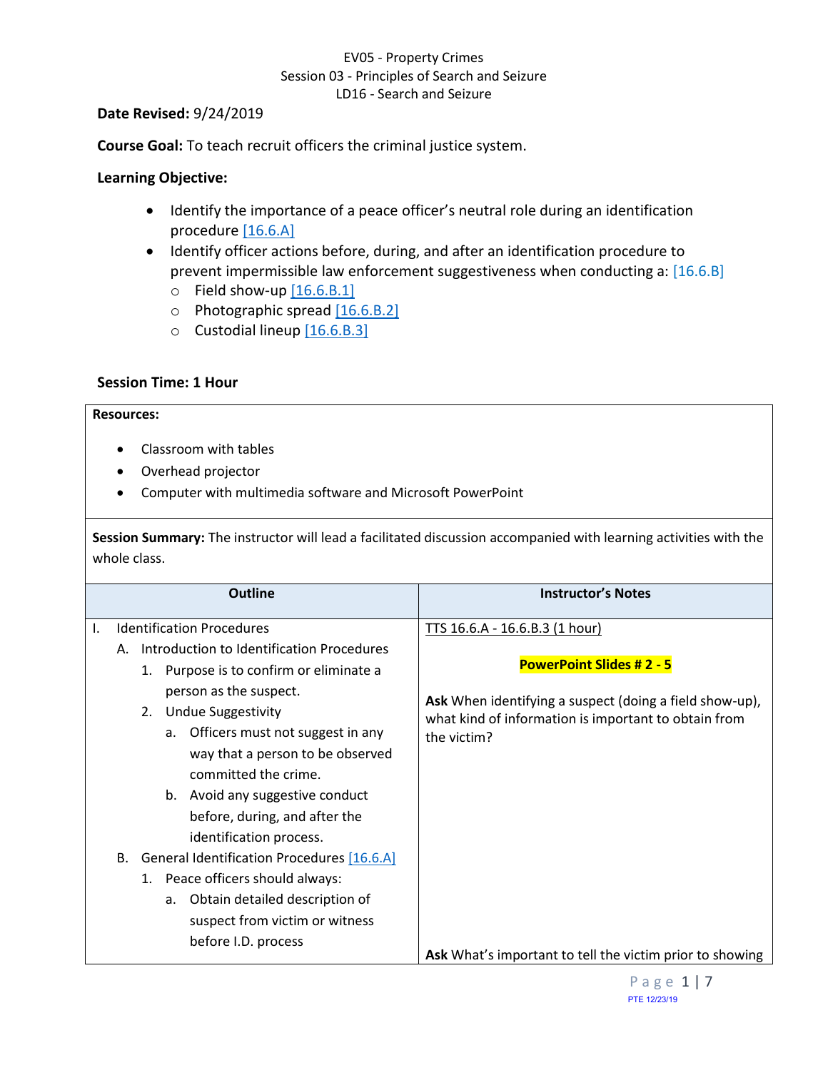EV05 - Property Crimes
Session 03 - Principles of Search and Seizure
LD16 - Search and Seizure

**Date Revised:** 9/24/2019

**Course Goal:** To teach recruit officers the criminal justice system.

**Learning Objective:**

- Identify the importance of a peace officer's neutral role during an identification procedure [16.6.A]
- Identify officer actions before, during, and after an identification procedure to prevent impermissible law enforcement suggestiveness when conducting a: [16.6.B]
  - Field show-up [16.6.B.1]
  - Photographic spread [16.6.B.2]
  - Custodial lineup [16.6.B.3]

**Session Time: 1 Hour**

**Resources:**

- Classroom with tables
- Overhead projector
- Computer with multimedia software and Microsoft PowerPoint

**Session Summary:** The instructor will lead a facilitated discussion accompanied with learning activities with the whole class.

| Outline | Instructor's Notes |
|---|---|
| I. Identification Procedures<br>A. Introduction to Identification Procedures<br>1. Purpose is to confirm or eliminate a person as the suspect.<br>2. Undue Suggestivity<br>a. Officers must not suggest in any way that a person to be observed committed the crime.<br>b. Avoid any suggestive conduct before, during, and after the identification process.<br>B. General Identification Procedures [16.6.A]<br>1. Peace officers should always:<br>a. Obtain detailed description of suspect from victim or witness before I.D. process | TTS 16.6.A - 16.6.B.3 (1 hour)<br><br>**PowerPoint Slides # 2 - 5**<br><br>**Ask** When identifying a suspect (doing a field show-up), what kind of information is important to obtain from the victim?<br><br>**Ask** What's important to tell the victim prior to showing |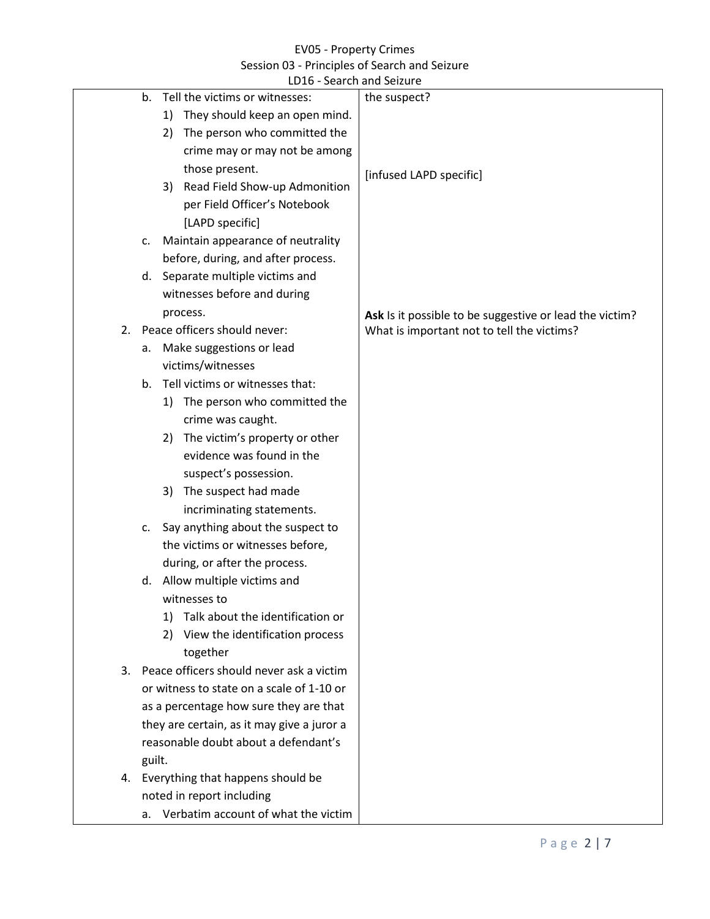| | |
|---|---|
| b. Tell the victims or witnesses:<br>1) They should keep an open mind.<br>2) The person who committed the crime may or may not be among those present.<br>3) Read Field Show-up Admonition per Field Officer's Notebook [LAPD specific]<br>c. Maintain appearance of neutrality before, during, and after process.<br>d. Separate multiple victims and witnesses before and during process.<br>2. Peace officers should never:<br>a. Make suggestions or lead victims/witnesses<br>b. Tell victims or witnesses that:<br>1) The person who committed the crime was caught.<br>2) The victim's property or other evidence was found in the suspect's possession.<br>3) The suspect had made incriminating statements.<br>c. Say anything about the suspect to the victims or witnesses before, during, or after the process.<br>d. Allow multiple victims and witnesses to<br>1) Talk about the identification or<br>2) View the identification process together<br>3. Peace officers should never ask a victim or witness to state on a scale of 1-10 or as a percentage how sure they are that they are certain, as it may give a juror a reasonable doubt about a defendant's guilt.<br>4. Everything that happens should be noted in report including<br>a. Verbatim account of what the victim | the suspect?<br><br>[infused LAPD specific]<br><br>**Ask** Is it possible to be suggestive or lead the victim? What is important not to tell the victims? |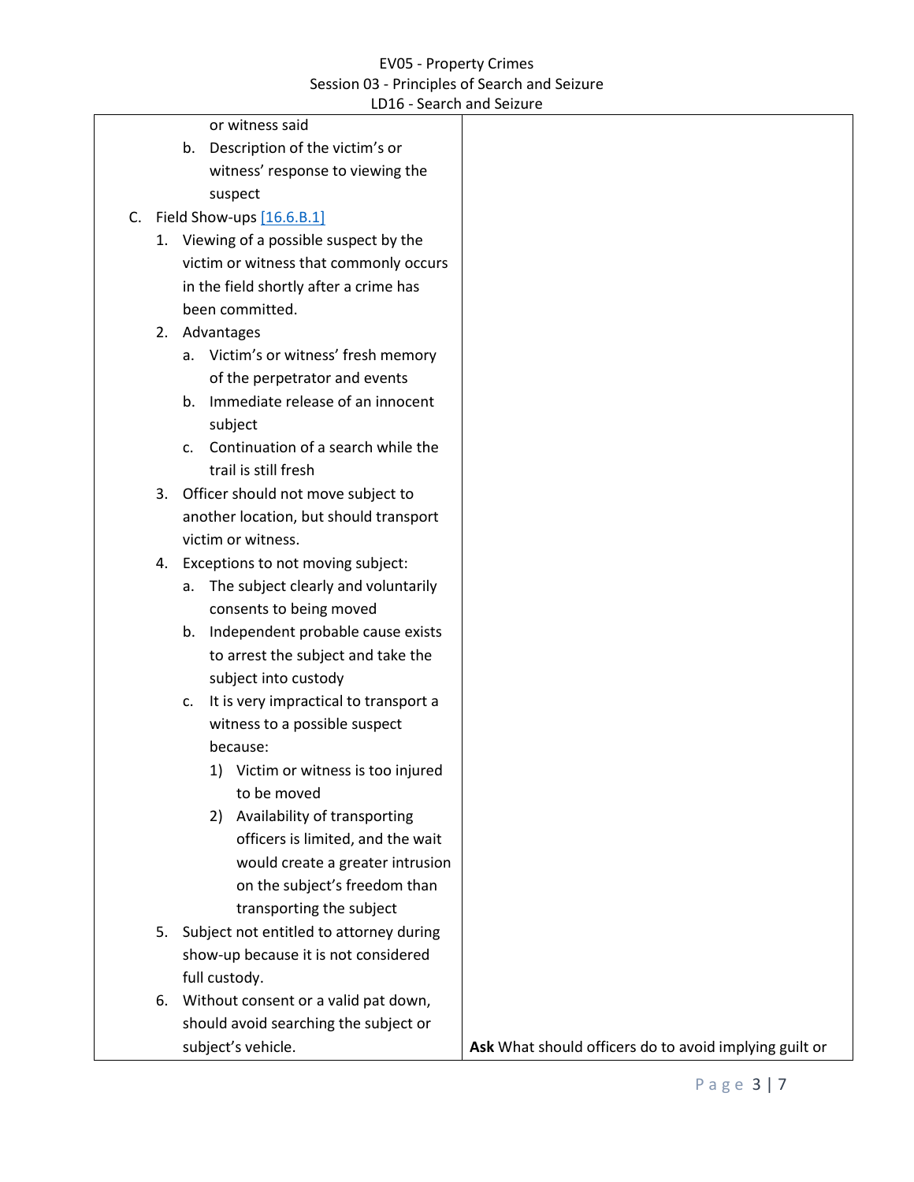| | |
|---|---|
| or witness said<br>b. Description of the victim's or witness' response to viewing the suspect<br>C. Field Show-ups [16.6.B.1]<br>1. Viewing of a possible suspect by the victim or witness that commonly occurs in the field shortly after a crime has been committed.<br>2. Advantages<br>a. Victim's or witness' fresh memory of the perpetrator and events<br>b. Immediate release of an innocent subject<br>c. Continuation of a search while the trail is still fresh<br>3. Officer should not move subject to another location, but should transport victim or witness.<br>4. Exceptions to not moving subject:<br>a. The subject clearly and voluntarily consents to being moved<br>b. Independent probable cause exists to arrest the subject and take the subject into custody<br>c. It is very impractical to transport a witness to a possible suspect because:<br>1) Victim or witness is too injured to be moved<br>2) Availability of transporting officers is limited, and the wait would create a greater intrusion on the subject's freedom than transporting the subject<br>5. Subject not entitled to attorney during show-up because it is not considered full custody.<br>6. Without consent or a valid pat down, should avoid searching the subject or subject's vehicle. | **Ask** What should officers do to avoid implying guilt or |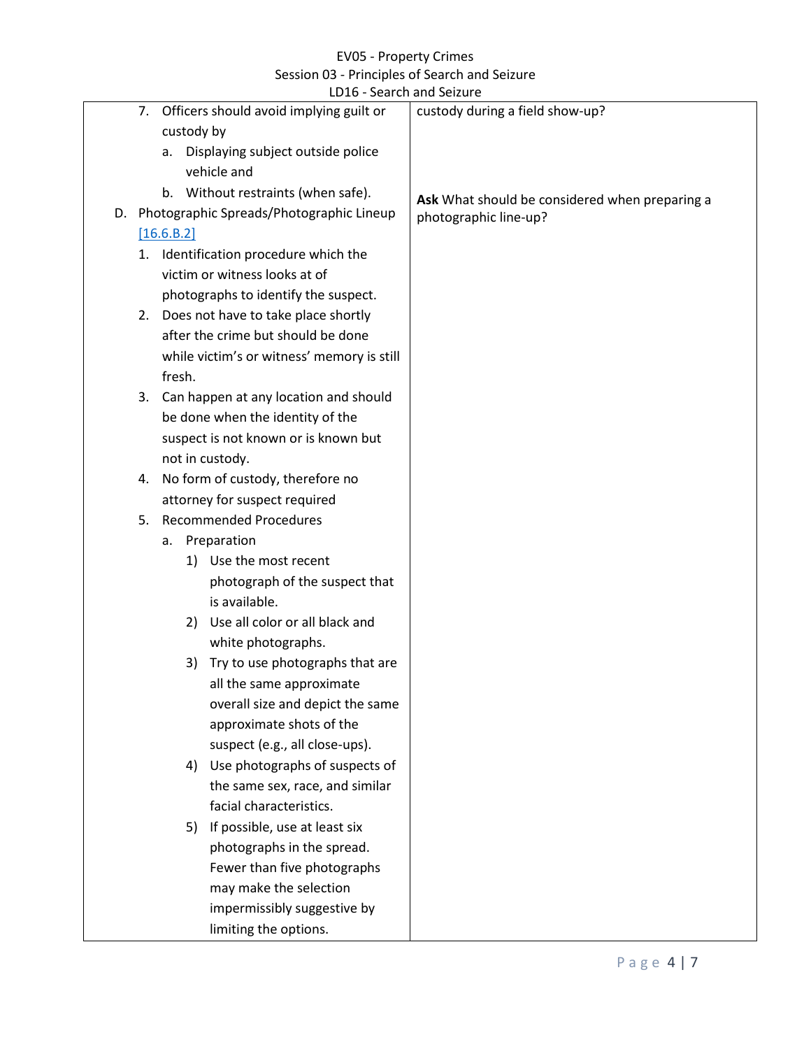| | |
|---|---|
| 7. Officers should avoid implying guilt or custody by<br>a. Displaying subject outside police vehicle and<br>b. Without restraints (when safe).<br><br>D. Photographic Spreads/Photographic Lineup [16.6.B.2]<br>1. Identification procedure which the victim or witness looks at of photographs to identify the suspect.<br>2. Does not have to take place shortly after the crime but should be done while victim's or witness' memory is still fresh.<br>3. Can happen at any location and should be done when the identity of the suspect is not known or is known but not in custody.<br>4. No form of custody, therefore no attorney for suspect required<br>5. Recommended Procedures<br>a. Preparation<br>1) Use the most recent photograph of the suspect that is available.<br>2) Use all color or all black and white photographs.<br>3) Try to use photographs that are all the same approximate overall size and depict the same approximate shots of the suspect (e.g., all close-ups).<br>4) Use photographs of suspects of the same sex, race, and similar facial characteristics.<br>5) If possible, use at least six photographs in the spread. Fewer than five photographs may make the selection impermissibly suggestive by limiting the options. | custody during a field show-up?<br><br>**Ask** What should be considered when preparing a photographic line-up? |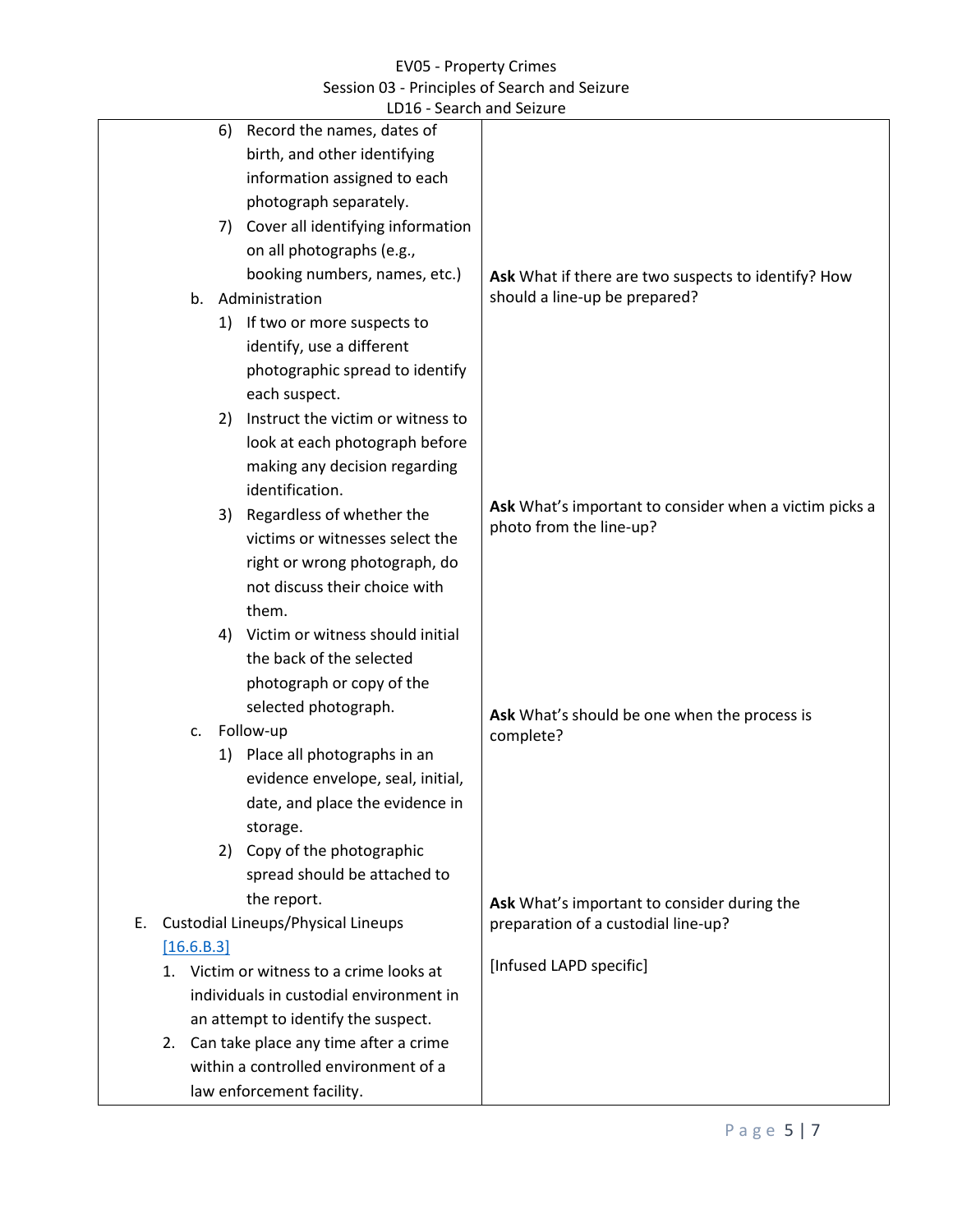| | |
|---|---|
| 6) Record the names, dates of birth, and other identifying information assigned to each photograph separately.<br>7) Cover all identifying information on all photographs (e.g., booking numbers, names, etc.) | |
| b. Administration<br>1) If two or more suspects to identify, use a different photographic spread to identify each suspect. | **Ask** What if there are two suspects to identify? How should a line-up be prepared? |
| 2) Instruct the victim or witness to look at each photograph before making any decision regarding identification.<br>3) Regardless of whether the victims or witnesses select the right or wrong photograph, do not discuss their choice with them.<br>4) Victim or witness should initial the back of the selected photograph or copy of the selected photograph. | **Ask** What's important to consider when a victim picks a photo from the line-up? |
| c. Follow-up<br>1) Place all photographs in an evidence envelope, seal, initial, date, and place the evidence in storage.<br>2) Copy of the photographic spread should be attached to the report. | **Ask** What's should be one when the process is complete? |
| E. Custodial Lineups/Physical Lineups [16.6.B.3]<br>1. Victim or witness to a crime looks at individuals in custodial environment in an attempt to identify the suspect.<br>2. Can take place any time after a crime within a controlled environment of a law enforcement facility. | **Ask** What's important to consider during the preparation of a custodial line-up?<br><br>[Infused LAPD specific] |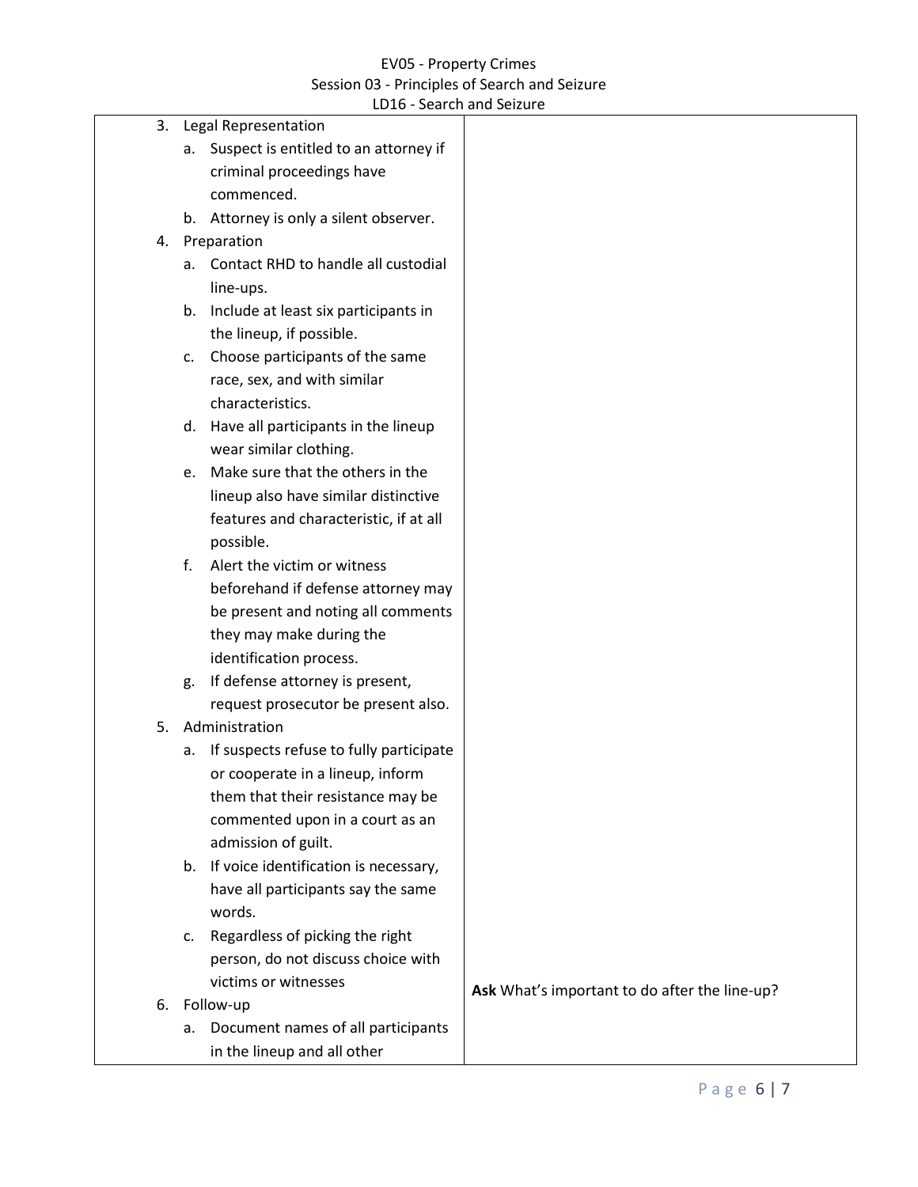| | |
|---|---|
| 3. Legal Representation<br>a. Suspect is entitled to an attorney if criminal proceedings have commenced.<br>b. Attorney is only a silent observer.<br>4. Preparation<br>a. Contact RHD to handle all custodial line-ups.<br>b. Include at least six participants in the lineup, if possible.<br>c. Choose participants of the same race, sex, and with similar characteristics.<br>d. Have all participants in the lineup wear similar clothing.<br>e. Make sure that the others in the lineup also have similar distinctive features and characteristic, if at all possible.<br>f. Alert the victim or witness beforehand if defense attorney may be present and noting all comments they may make during the identification process.<br>g. If defense attorney is present, request prosecutor be present also.<br>5. Administration<br>a. If suspects refuse to fully participate or cooperate in a lineup, inform them that their resistance may be commented upon in a court as an admission of guilt.<br>b. If voice identification is necessary, have all participants say the same words.<br>c. Regardless of picking the right person, do not discuss choice with victims or witnesses | |
| 6. Follow-up<br>a. Document names of all participants in the lineup and all other | **Ask** What's important to do after the line-up? |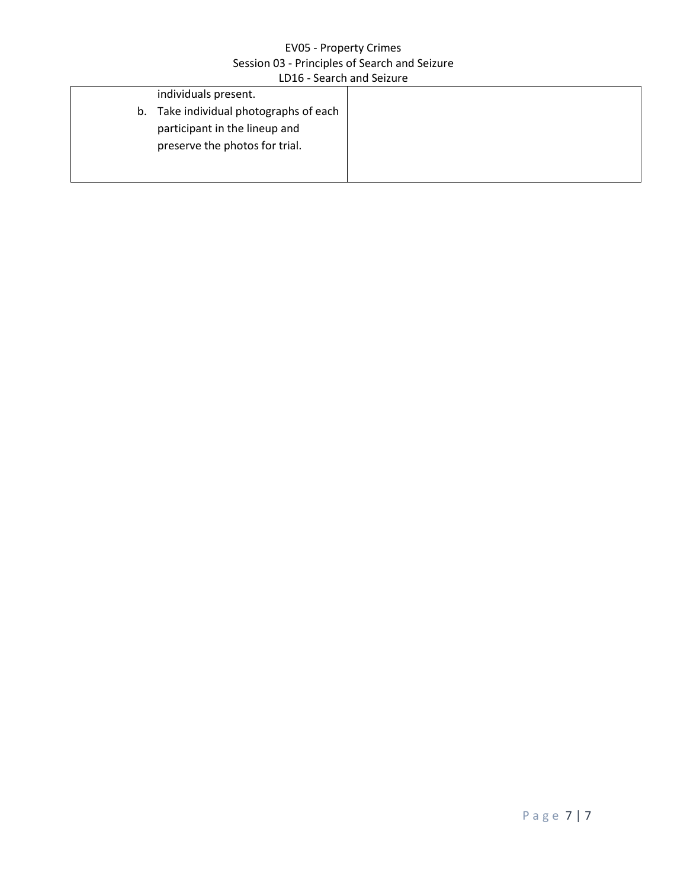| | |
|---|---|
| individuals present.<br>b. Take individual photographs of each participant in the lineup and preserve the photos for trial. | |